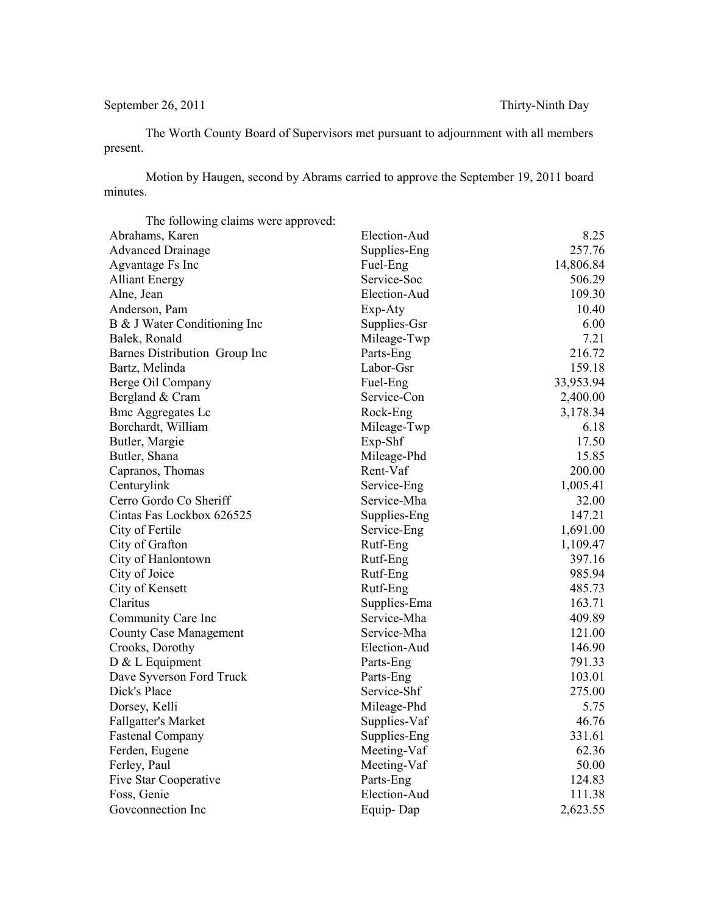September 26, 2011 Thirty-Ninth Day

The Worth County Board of Supervisors met pursuant to adjournment with all members present.

Motion by Haugen, second by Abrams carried to approve the September 19, 2011 board minutes.

The following claims were approved:

| | | |
|---|---|---|
| Abrahams, Karen | Election-Aud | 8.25 |
| Advanced Drainage | Supplies-Eng | 257.76 |
| Agvantage Fs Inc | Fuel-Eng | 14,806.84 |
| Alliant Energy | Service-Soc | 506.29 |
| Alne, Jean | Election-Aud | 109.30 |
| Anderson, Pam | Exp-Aty | 10.40 |
| B & J Water Conditioning Inc | Supplies-Gsr | 6.00 |
| Balek, Ronald | Mileage-Twp | 7.21 |
| Barnes Distribution Group Inc | Parts-Eng | 216.72 |
| Bartz, Melinda | Labor-Gsr | 159.18 |
| Berge Oil Company | Fuel-Eng | 33,953.94 |
| Bergland & Cram | Service-Con | 2,400.00 |
| Bmc Aggregates Lc | Rock-Eng | 3,178.34 |
| Borchardt, William | Mileage-Twp | 6.18 |
| Butler, Margie | Exp-Shf | 17.50 |
| Butler, Shana | Mileage-Phd | 15.85 |
| Capranos, Thomas | Rent-Vaf | 200.00 |
| Centurylink | Service-Eng | 1,005.41 |
| Cerro Gordo Co Sheriff | Service-Mha | 32.00 |
| Cintas Fas Lockbox 626525 | Supplies-Eng | 147.21 |
| City of Fertile | Service-Eng | 1,691.00 |
| City of Grafton | Rutf-Eng | 1,109.47 |
| City of Hanlontown | Rutf-Eng | 397.16 |
| City of Joice | Rutf-Eng | 985.94 |
| City of Kensett | Rutf-Eng | 485.73 |
| Claritus | Supplies-Ema | 163.71 |
| Community Care Inc | Service-Mha | 409.89 |
| County Case Management | Service-Mha | 121.00 |
| Crooks, Dorothy | Election-Aud | 146.90 |
| D & L Equipment | Parts-Eng | 791.33 |
| Dave Syverson Ford Truck | Parts-Eng | 103.01 |
| Dick's Place | Service-Shf | 275.00 |
| Dorsey, Kelli | Mileage-Phd | 5.75 |
| Fallgatter's Market | Supplies-Vaf | 46.76 |
| Fastenal Company | Supplies-Eng | 331.61 |
| Ferden, Eugene | Meeting-Vaf | 62.36 |
| Ferley, Paul | Meeting-Vaf | 50.00 |
| Five Star Cooperative | Parts-Eng | 124.83 |
| Foss, Genie | Election-Aud | 111.38 |
| Govconnection Inc | Equip- Dap | 2,623.55 |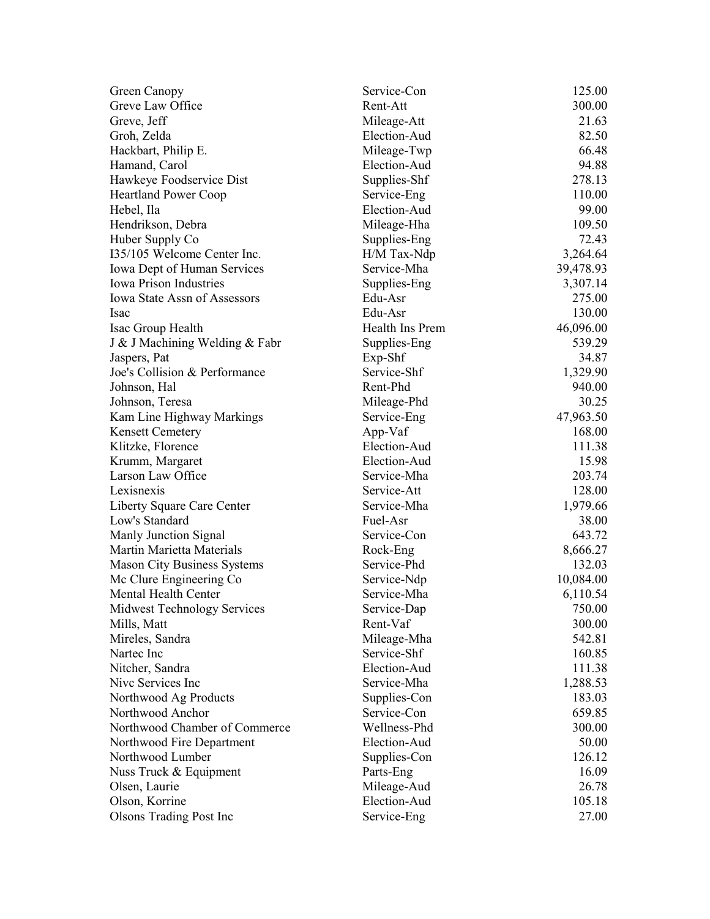| | | |
|---|---|---|
| Green Canopy | Service-Con | 125.00 |
| Greve Law Office | Rent-Att | 300.00 |
| Greve, Jeff | Mileage-Att | 21.63 |
| Groh, Zelda | Election-Aud | 82.50 |
| Hackbart, Philip E. | Mileage-Twp | 66.48 |
| Hamand, Carol | Election-Aud | 94.88 |
| Hawkeye Foodservice Dist | Supplies-Shf | 278.13 |
| Heartland Power Coop | Service-Eng | 110.00 |
| Hebel, Ila | Election-Aud | 99.00 |
| Hendrikson, Debra | Mileage-Hha | 109.50 |
| Huber Supply Co | Supplies-Eng | 72.43 |
| I35/105 Welcome Center Inc. | H/M Tax-Ndp | 3,264.64 |
| Iowa Dept of Human Services | Service-Mha | 39,478.93 |
| Iowa Prison Industries | Supplies-Eng | 3,307.14 |
| Iowa State Assn of Assessors | Edu-Asr | 275.00 |
| Isac | Edu-Asr | 130.00 |
| Isac Group Health | Health Ins Prem | 46,096.00 |
| J & J Machining Welding & Fabr | Supplies-Eng | 539.29 |
| Jaspers, Pat | Exp-Shf | 34.87 |
| Joe's Collision & Performance | Service-Shf | 1,329.90 |
| Johnson, Hal | Rent-Phd | 940.00 |
| Johnson, Teresa | Mileage-Phd | 30.25 |
| Kam Line Highway Markings | Service-Eng | 47,963.50 |
| Kensett Cemetery | App-Vaf | 168.00 |
| Klitzke, Florence | Election-Aud | 111.38 |
| Krumm, Margaret | Election-Aud | 15.98 |
| Larson Law Office | Service-Mha | 203.74 |
| Lexisnexis | Service-Att | 128.00 |
| Liberty Square Care Center | Service-Mha | 1,979.66 |
| Low's Standard | Fuel-Asr | 38.00 |
| Manly Junction Signal | Service-Con | 643.72 |
| Martin Marietta Materials | Rock-Eng | 8,666.27 |
| Mason City Business Systems | Service-Phd | 132.03 |
| Mc Clure Engineering Co | Service-Ndp | 10,084.00 |
| Mental Health Center | Service-Mha | 6,110.54 |
| Midwest Technology Services | Service-Dap | 750.00 |
| Mills, Matt | Rent-Vaf | 300.00 |
| Mireles, Sandra | Mileage-Mha | 542.81 |
| Nartec Inc | Service-Shf | 160.85 |
| Nitcher, Sandra | Election-Aud | 111.38 |
| Nivc Services Inc | Service-Mha | 1,288.53 |
| Northwood Ag Products | Supplies-Con | 183.03 |
| Northwood Anchor | Service-Con | 659.85 |
| Northwood Chamber of Commerce | Wellness-Phd | 300.00 |
| Northwood Fire Department | Election-Aud | 50.00 |
| Northwood Lumber | Supplies-Con | 126.12 |
| Nuss Truck & Equipment | Parts-Eng | 16.09 |
| Olsen, Laurie | Mileage-Aud | 26.78 |
| Olson, Korrine | Election-Aud | 105.18 |
| Olsons Trading Post Inc | Service-Eng | 27.00 |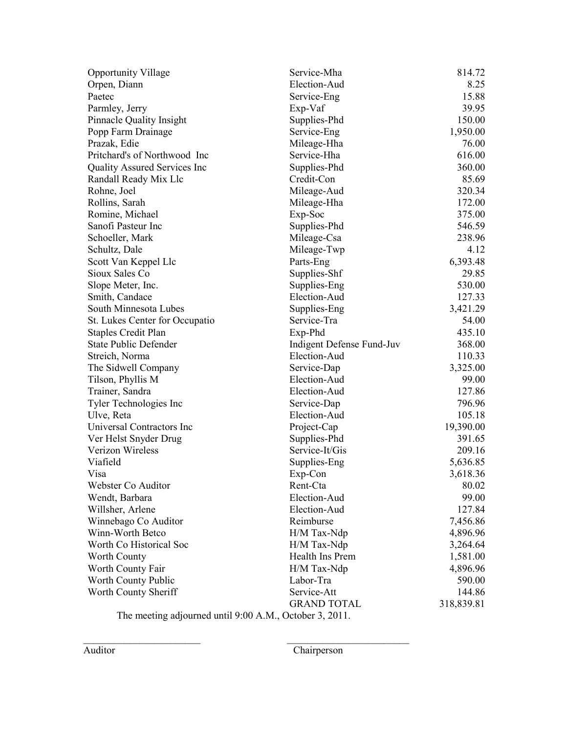| | | |
|---|---|---|
| Opportunity Village | Service-Mha | 814.72 |
| Orpen, Diann | Election-Aud | 8.25 |
| Paetec | Service-Eng | 15.88 |
| Parmley, Jerry | Exp-Vaf | 39.95 |
| Pinnacle Quality Insight | Supplies-Phd | 150.00 |
| Popp Farm Drainage | Service-Eng | 1,950.00 |
| Prazak, Edie | Mileage-Hha | 76.00 |
| Pritchard's of Northwood Inc | Service-Hha | 616.00 |
| Quality Assured Services Inc | Supplies-Phd | 360.00 |
| Randall Ready Mix Llc | Credit-Con | 85.69 |
| Rohne, Joel | Mileage-Aud | 320.34 |
| Rollins, Sarah | Mileage-Hha | 172.00 |
| Romine, Michael | Exp-Soc | 375.00 |
| Sanofi Pasteur Inc | Supplies-Phd | 546.59 |
| Schoeller, Mark | Mileage-Csa | 238.96 |
| Schultz, Dale | Mileage-Twp | 4.12 |
| Scott Van Keppel Llc | Parts-Eng | 6,393.48 |
| Sioux Sales Co | Supplies-Shf | 29.85 |
| Slope Meter, Inc. | Supplies-Eng | 530.00 |
| Smith, Candace | Election-Aud | 127.33 |
| South Minnesota Lubes | Supplies-Eng | 3,421.29 |
| St. Lukes Center for Occupatio | Service-Tra | 54.00 |
| Staples Credit Plan | Exp-Phd | 435.10 |
| State Public Defender | Indigent Defense Fund-Juv | 368.00 |
| Streich, Norma | Election-Aud | 110.33 |
| The Sidwell Company | Service-Dap | 3,325.00 |
| Tilson, Phyllis M | Election-Aud | 99.00 |
| Trainer, Sandra | Election-Aud | 127.86 |
| Tyler Technologies Inc | Service-Dap | 796.96 |
| Ulve, Reta | Election-Aud | 105.18 |
| Universal Contractors Inc | Project-Cap | 19,390.00 |
| Ver Helst Snyder Drug | Supplies-Phd | 391.65 |
| Verizon Wireless | Service-It/Gis | 209.16 |
| Viafield | Supplies-Eng | 5,636.85 |
| Visa | Exp-Con | 3,618.36 |
| Webster Co Auditor | Rent-Cta | 80.02 |
| Wendt, Barbara | Election-Aud | 99.00 |
| Willsher, Arlene | Election-Aud | 127.84 |
| Winnebago Co Auditor | Reimburse | 7,456.86 |
| Winn-Worth Betco | H/M Tax-Ndp | 4,896.96 |
| Worth Co Historical Soc | H/M Tax-Ndp | 3,264.64 |
| Worth County | Health Ins Prem | 1,581.00 |
| Worth County Fair | H/M Tax-Ndp | 4,896.96 |
| Worth County Public | Labor-Tra | 590.00 |
| Worth County Sheriff | Service-Att | 144.86 |
| | GRAND TOTAL | 318,839.81 |

The meeting adjourned until 9:00 A.M., October 3, 2011.

\_\_\_\_\_\_\_\_\_\_\_\_\_\_\_\_\_\_\_\_\_\_\_\_ \_\_\_\_\_\_\_\_\_\_\_\_\_\_\_\_\_\_\_\_\_\_\_\_

Auditor Chairperson